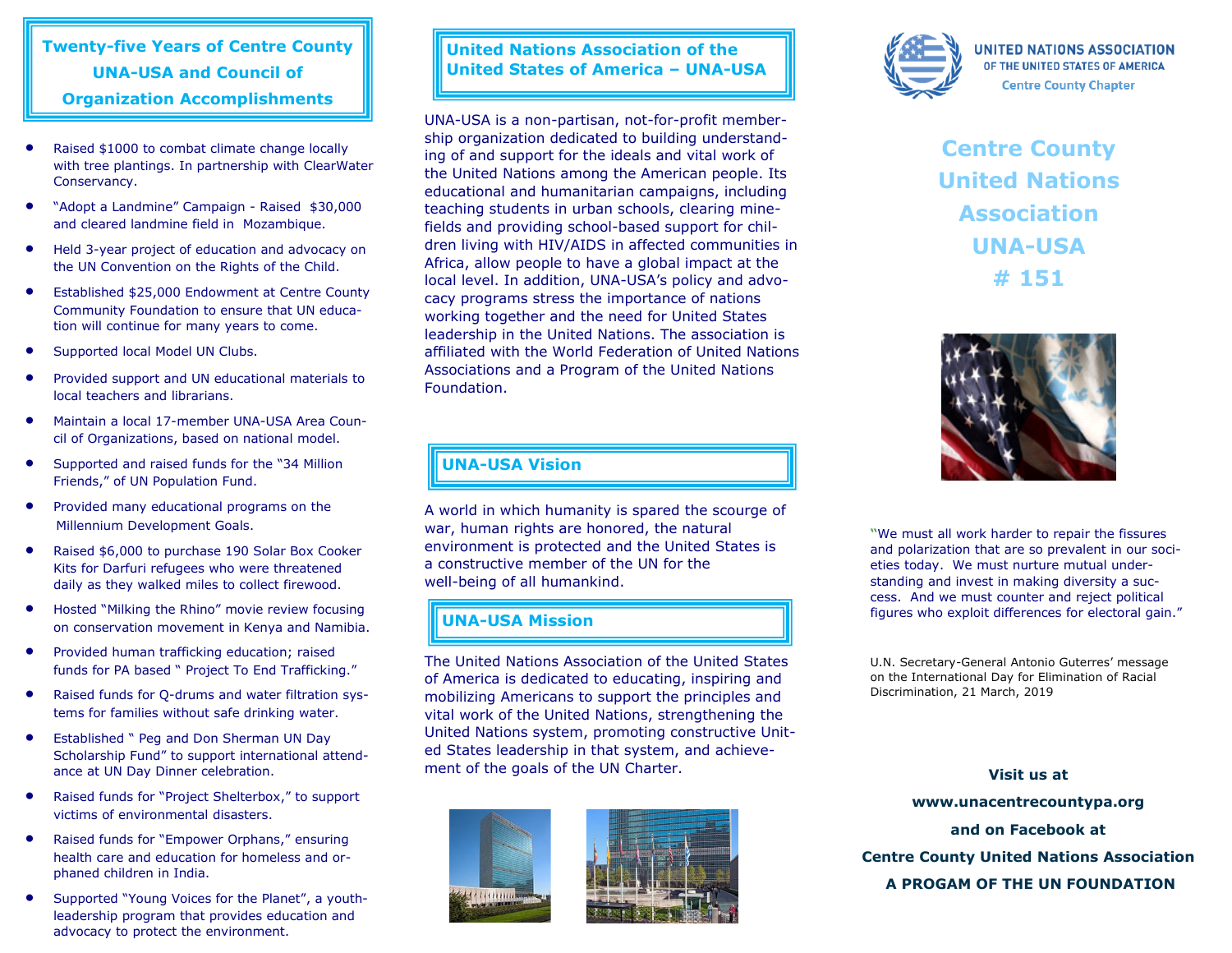## Twenty-five Years of Centre County UNA-USA and Council of Organization Accomplishments

- Raised $1000 to combat climate change locally with tree plantings. In partnership with ClearWater Conservancy.
- "Adopt a Landmine" Campaign - Raised $30,000 and cleared landmine field in Mozambique.
- Held 3-year project of education and advocacy on the UN Convention on the Rights of the Child.
- Established $25,000 Endowment at Centre County Community Foundation to ensure that UN education will continue for many years to come.
- Supported local Model UN Clubs.
- Provided support and UN educational materials to local teachers and librarians.
- Maintain a local 17-member UNA-USA Area Council of Organizations, based on national model.
- Supported and raised funds for the "34 Million Friends," of UN Population Fund.
- Provided many educational programs on the Millennium Development Goals.
- Raised $6,000 to purchase 190 Solar Box Cooker Kits for Darfuri refugees who were threatened daily as they walked miles to collect firewood.
- Hosted "Milking the Rhino" movie review focusing on conservation movement in Kenya and Namibia.
- Provided human trafficking education; raised funds for PA based " Project To End Trafficking."
- Raised funds for Q-drums and water filtration systems for families without safe drinking water.
- Established " Peg and Don Sherman UN Day Scholarship Fund" to support international attendance at UN Day Dinner celebration.
- Raised funds for "Project Shelterbox," to support victims of environmental disasters.
- Raised funds for "Empower Orphans," ensuring health care and education for homeless and orphaned children in India.
- Supported "Young Voices for the Planet", a youth-leadership program that provides education and advocacy to protect the environment.

## United Nations Association of the United States of America – UNA-USA

UNA-USA is a non-partisan, not-for-profit membership organization dedicated to building understanding of and support for the ideals and vital work of the United Nations among the American people. Its educational and humanitarian campaigns, including teaching students in urban schools, clearing minefields and providing school-based support for children living with HIV/AIDS in affected communities in Africa, allow people to have a global impact at the local level. In addition, UNA-USA's policy and advocacy programs stress the importance of nations working together and the need for United States leadership in the United Nations. The association is affiliated with the World Federation of United Nations Associations and a Program of the United Nations Foundation.

## UNA-USA Vision

A world in which humanity is spared the scourge of war, human rights are honored, the natural environment is protected and the United States is a constructive member of the UN for the well-being of all humankind.

## UNA-USA Mission

The United Nations Association of the United States of America is dedicated to educating, inspiring and mobilizing Americans to support the principles and vital work of the United Nations, strengthening the United Nations system, promoting constructive United States leadership in that system, and achievement of the goals of the UN Charter.

UNITED NATIONS ASSOCIATION OF THE UNITED STATES OF AMERICA
Centre County Chapter

# Centre County United Nations Association UNA-USA # 151

"We must all work harder to repair the fissures and polarization that are so prevalent in our societies today. We must nurture mutual understanding and invest in making diversity a success. And we must counter and reject political figures who exploit differences for electoral gain."

U.N. Secretary-General Antonio Guterres' message on the International Day for Elimination of Racial Discrimination, 21 March, 2019

**Visit us at**

**www.unacentrecountypa.org**

**and on Facebook at**

**Centre County United Nations Association**

**A PROGAM OF THE UN FOUNDATION**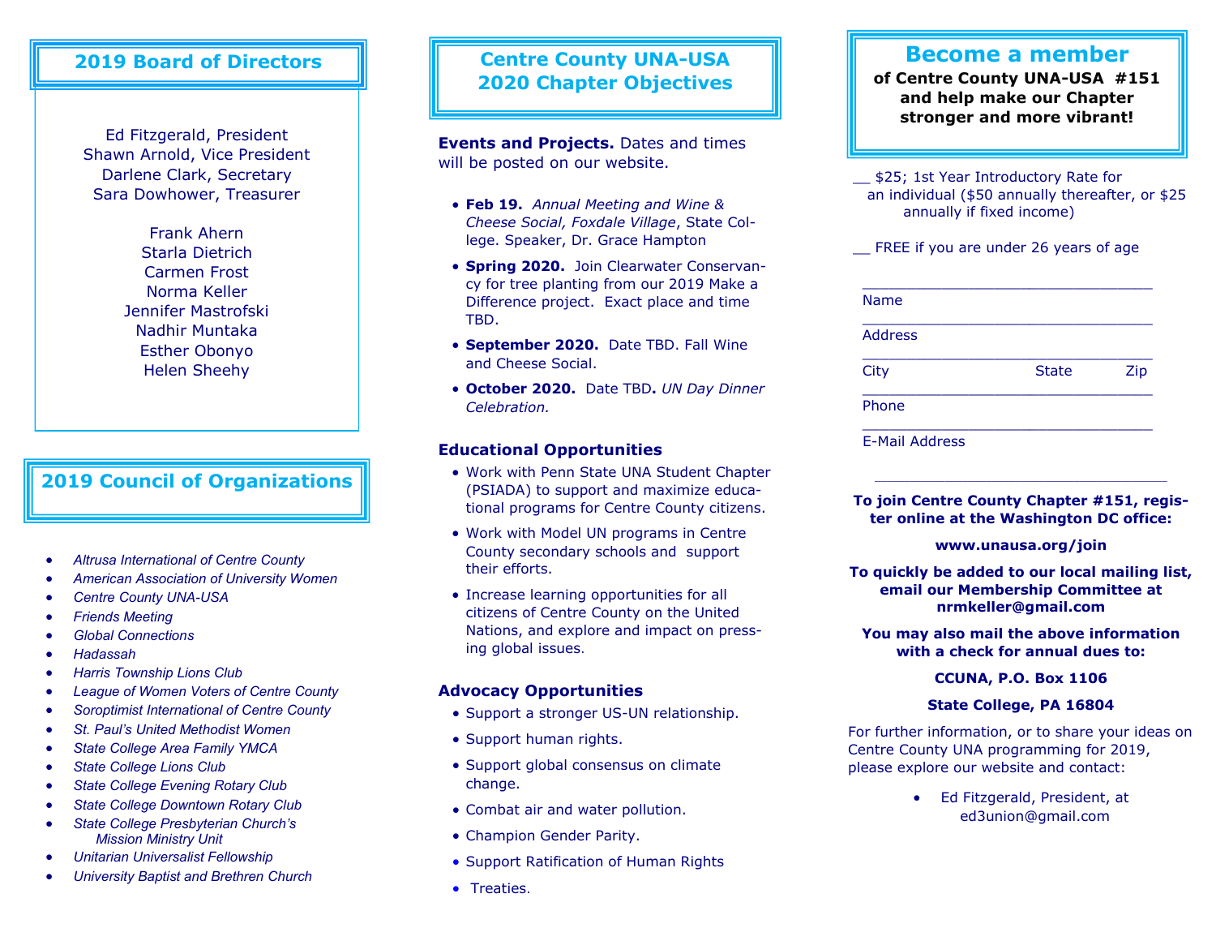## 2019 Board of Directors

Ed Fitzgerald, President
Shawn Arnold, Vice President
Darlene Clark, Secretary
Sara Dowhower, Treasurer

Frank Ahern
Starla Dietrich
Carmen Frost
Norma Keller
Jennifer Mastrofski
Nadhir Muntaka
Esther Obonyo
Helen Sheehy

## 2019 Council of Organizations

- *Altrusa International of Centre County*
- *American Association of University Women*
- *Centre County UNA-USA*
- *Friends Meeting*
- *Global Connections*
- *Hadassah*
- *Harris Township Lions Club*
- *League of Women Voters of Centre County*
- *Soroptimist International of Centre County*
- *St. Paul's United Methodist Women*
- *State College Area Family YMCA*
- *State College Lions Club*
- *State College Evening Rotary Club*
- *State College Downtown Rotary Club*
- *State College Presbyterian Church's Mission Ministry Unit*
- *Unitarian Universalist Fellowship*
- *University Baptist and Brethren Church*

## Centre County UNA-USA 2020 Chapter Objectives

**Events and Projects.** Dates and times will be posted on our website.

- **Feb 19.** *Annual Meeting and Wine & Cheese Social, Foxdale Village*, State College. Speaker, Dr. Grace Hampton
- **Spring 2020.** Join Clearwater Conservancy for tree planting from our 2019 Make a Difference project. Exact place and time TBD.
- **September 2020.** Date TBD. Fall Wine and Cheese Social.
- **October 2020.** Date TBD**.** *UN Day Dinner Celebration.*

### Educational Opportunities

- Work with Penn State UNA Student Chapter (PSIADA) to support and maximize educational programs for Centre County citizens.
- Work with Model UN programs in Centre County secondary schools and support their efforts.
- Increase learning opportunities for all citizens of Centre County on the United Nations, and explore and impact on pressing global issues.

### Advocacy Opportunities

- Support a stronger US-UN relationship.
- Support human rights.
- Support global consensus on climate change.
- Combat air and water pollution.
- Champion Gender Parity.
- Support Ratification of Human Rights
- Treaties.

## Become a member

**of Centre County UNA-USA #151 and help make our Chapter stronger and more vibrant!**

__ $25; 1st Year Introductory Rate for an individual ($50 annually thereafter, or $25 annually if fixed income)

__ FREE if you are under 26 years of age

________________________________
Name
________________________________
Address
________________________________
City State Zip
________________________________
Phone
________________________________
E-Mail Address

________________________________

**To join Centre County Chapter #151, register online at the Washington DC office:**

**www.unausa.org/join**

**To quickly be added to our local mailing list, email our Membership Committee at nrmkeller@gmail.com**

**You may also mail the above information with a check for annual dues to:**

**CCUNA, P.O. Box 1106**

**State College, PA 16804**

For further information, or to share your ideas on Centre County UNA programming for 2019, please explore our website and contact:

- Ed Fitzgerald, President, at ed3union@gmail.com